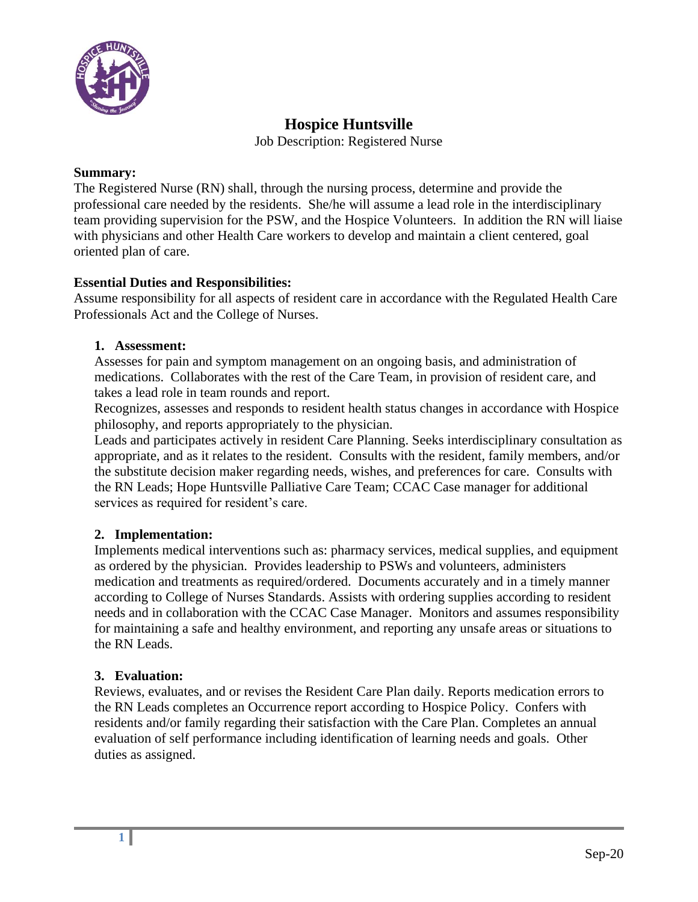# Hospice Huntsville

Job Description: Registered Nurse

**Summary:**

The Registered Nurse (RN) shall, through the nursing process, determine and provide the professional care needed by the residents. She/he will assume a lead role in the interdisciplinary team providing supervision for the PSW, and the Hospice Volunteers. In addition the RN will liaise with physicians and other Health Care workers to develop and maintain a client centered, goal oriented plan of care.

**Essential Duties and Responsibilities:**

Assume responsibility for all aspects of resident care in accordance with the Regulated Health Care Professionals Act and the College of Nurses.

1. **Assessment:**

   Assesses for pain and symptom management on an ongoing basis, and administration of medications. Collaborates with the rest of the Care Team, in provision of resident care, and takes a lead role in team rounds and report.

   Recognizes, assesses and responds to resident health status changes in accordance with Hospice philosophy, and reports appropriately to the physician.

   Leads and participates actively in resident Care Planning. Seeks interdisciplinary consultation as appropriate, and as it relates to the resident. Consults with the resident, family members, and/or the substitute decision maker regarding needs, wishes, and preferences for care. Consults with the RN Leads; Hope Huntsville Palliative Care Team; CCAC Case manager for additional services as required for resident's care.

2. **Implementation:**

   Implements medical interventions such as: pharmacy services, medical supplies, and equipment as ordered by the physician. Provides leadership to PSWs and volunteers, administers medication and treatments as required/ordered. Documents accurately and in a timely manner according to College of Nurses Standards. Assists with ordering supplies according to resident needs and in collaboration with the CCAC Case Manager. Monitors and assumes responsibility for maintaining a safe and healthy environment, and reporting any unsafe areas or situations to the RN Leads.

3. **Evaluation:**

   Reviews, evaluates, and or revises the Resident Care Plan daily. Reports medication errors to the RN Leads completes an Occurrence report according to Hospice Policy. Confers with residents and/or family regarding their satisfaction with the Care Plan. Completes an annual evaluation of self performance including identification of learning needs and goals. Other duties as assigned.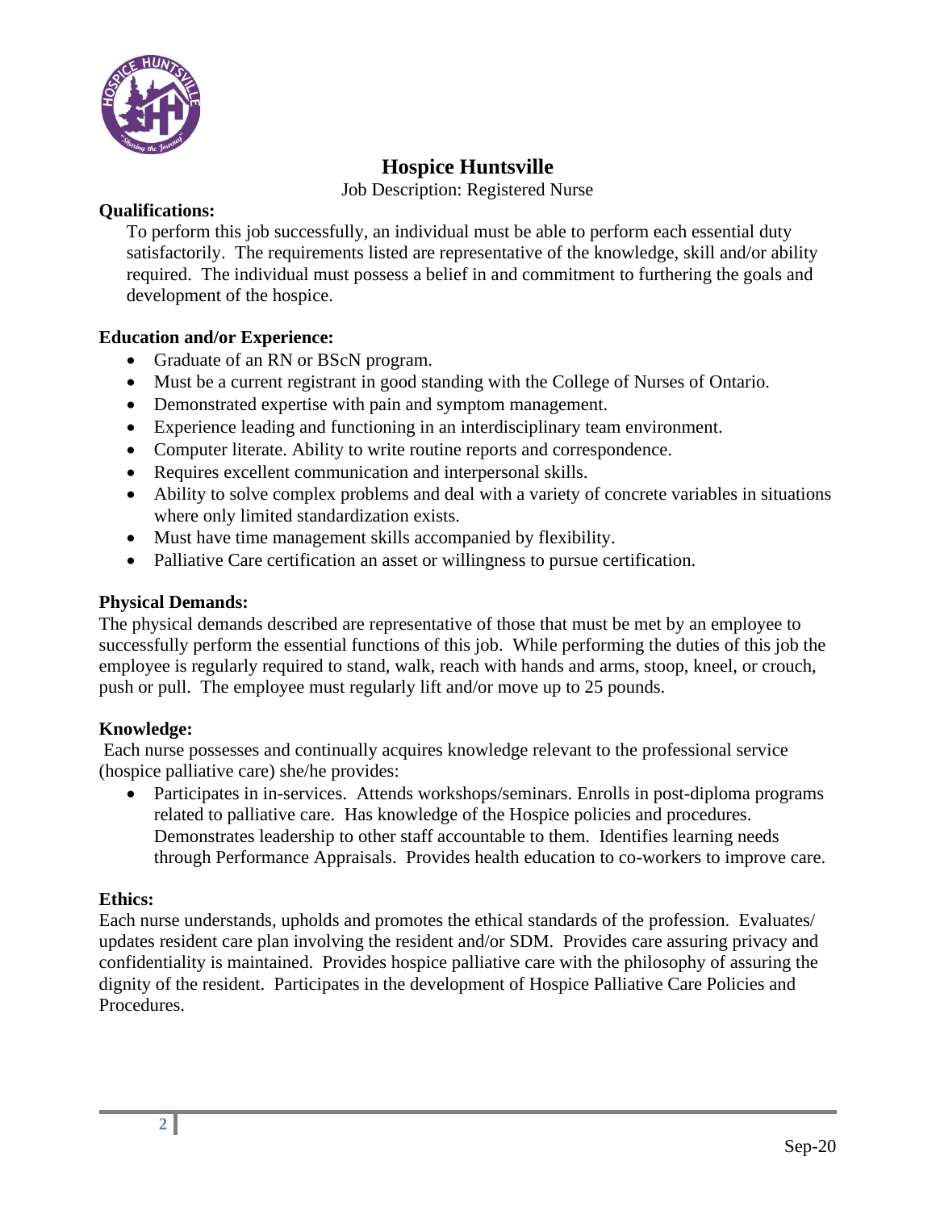## Hospice Huntsville

Job Description: Registered Nurse

**Qualifications:**

To perform this job successfully, an individual must be able to perform each essential duty satisfactorily. The requirements listed are representative of the knowledge, skill and/or ability required. The individual must possess a belief in and commitment to furthering the goals and development of the hospice.

**Education and/or Experience:**

- Graduate of an RN or BScN program.
- Must be a current registrant in good standing with the College of Nurses of Ontario.
- Demonstrated expertise with pain and symptom management.
- Experience leading and functioning in an interdisciplinary team environment.
- Computer literate. Ability to write routine reports and correspondence.
- Requires excellent communication and interpersonal skills.
- Ability to solve complex problems and deal with a variety of concrete variables in situations where only limited standardization exists.
- Must have time management skills accompanied by flexibility.
- Palliative Care certification an asset or willingness to pursue certification.

**Physical Demands:**

The physical demands described are representative of those that must be met by an employee to successfully perform the essential functions of this job. While performing the duties of this job the employee is regularly required to stand, walk, reach with hands and arms, stoop, kneel, or crouch, push or pull. The employee must regularly lift and/or move up to 25 pounds.

**Knowledge:**

Each nurse possesses and continually acquires knowledge relevant to the professional service (hospice palliative care) she/he provides:

- Participates in in-services. Attends workshops/seminars. Enrolls in post-diploma programs related to palliative care. Has knowledge of the Hospice policies and procedures. Demonstrates leadership to other staff accountable to them. Identifies learning needs through Performance Appraisals. Provides health education to co-workers to improve care.

**Ethics:**

Each nurse understands, upholds and promotes the ethical standards of the profession. Evaluates/ updates resident care plan involving the resident and/or SDM. Provides care assuring privacy and confidentiality is maintained. Provides hospice palliative care with the philosophy of assuring the dignity of the resident. Participates in the development of Hospice Palliative Care Policies and Procedures.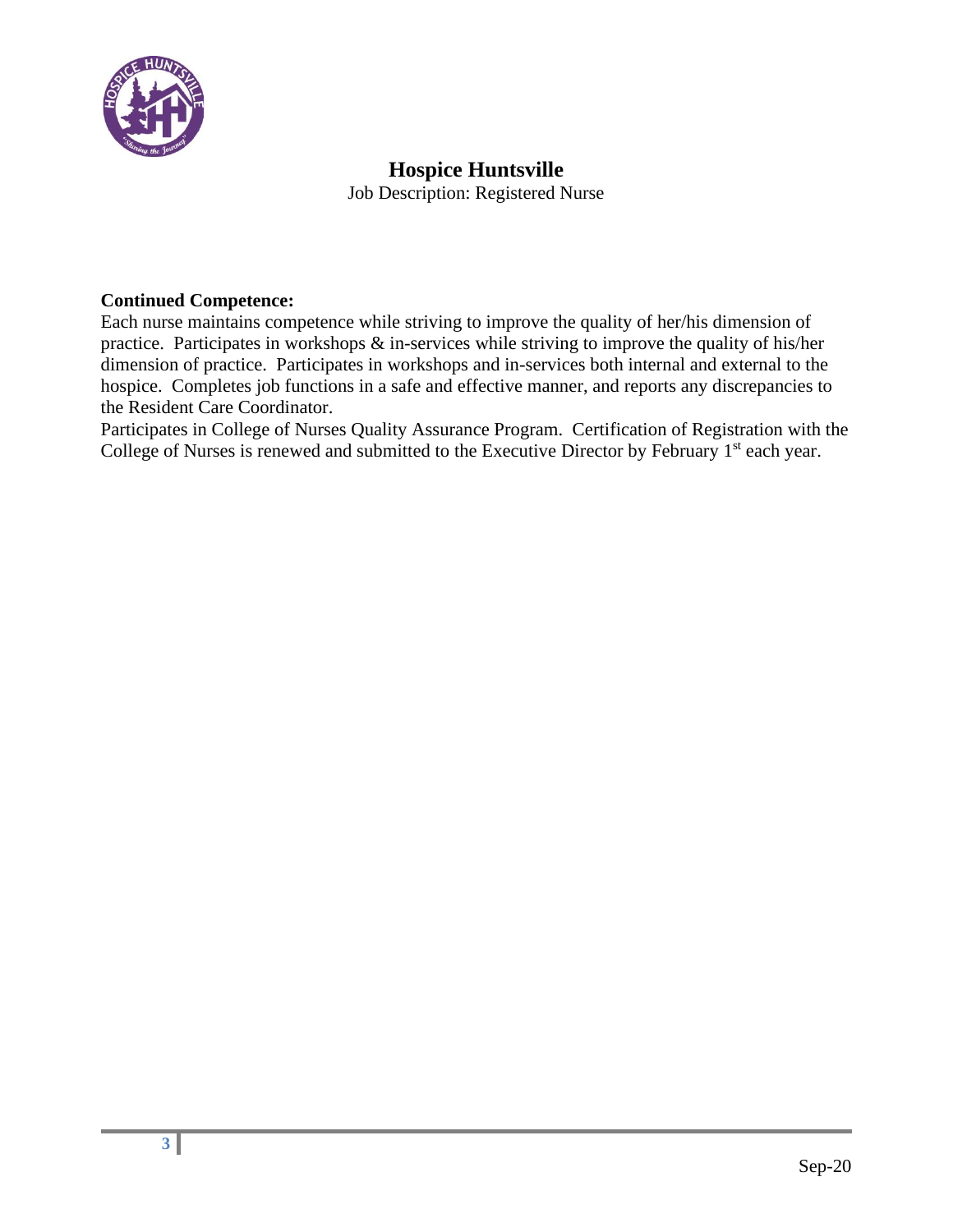**Continued Competence:**

Each nurse maintains competence while striving to improve the quality of her/his dimension of practice. Participates in workshops & in-services while striving to improve the quality of his/her dimension of practice. Participates in workshops and in-services both internal and external to the hospice. Completes job functions in a safe and effective manner, and reports any discrepancies to the Resident Care Coordinator.

Participates in College of Nurses Quality Assurance Program. Certification of Registration with the College of Nurses is renewed and submitted to the Executive Director by February 1st each year.